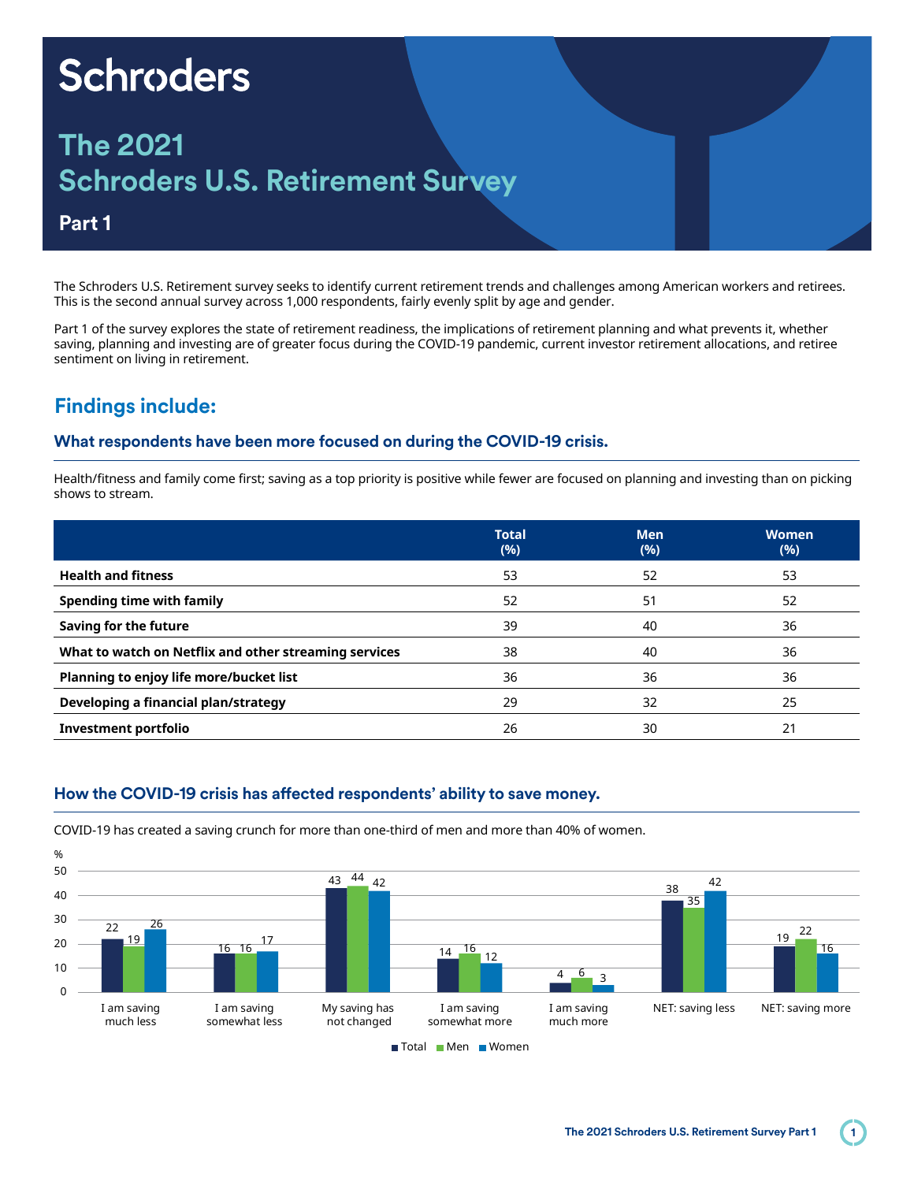# Schroders

## The 2021 Schroders U.S. Retirement Survey

### Part 1

The Schroders U.S. Retirement survey seeks to identify current retirement trends and challenges among American workers and retirees. This is the second annual survey across 1,000 respondents, fairly evenly split by age and gender.

Part 1 of the survey explores the state of retirement readiness, the implications of retirement planning and what prevents it, whether saving, planning and investing are of greater focus during the COVID-19 pandemic, current investor retirement allocations, and retiree sentiment on living in retirement.

## Findings include:

### What respondents have been more focused on during the COVID-19 crisis.

Health/fitness and family come first; saving as a top priority is positive while fewer are focused on planning and investing than on picking shows to stream.

| | Total (%) | Men (%) | Women (%) |
|---|---|---|---|
| **Health and fitness** | 53 | 52 | 53 |
| **Spending time with family** | 52 | 51 | 52 |
| **Saving for the future** | 39 | 40 | 36 |
| **What to watch on Netflix and other streaming services** | 38 | 40 | 36 |
| **Planning to enjoy life more/bucket list** | 36 | 36 | 36 |
| **Developing a financial plan/strategy** | 29 | 32 | 25 |
| **Investment portfolio** | 26 | 30 | 21 |

### How the COVID-19 crisis has affected respondents' ability to save money.

COVID-19 has created a saving crunch for more than one-third of men and more than 40% of women.

| % | Total | Men | Women |
|---|---|---|---|
| I am saving much less | 22 | 19 | 26 |
| I am saving somewhat less | 16 | 16 | 17 |
| My saving has not changed | 43 | 44 | 42 |
| I am saving somewhat more | 14 | 16 | 12 |
| I am saving much more | 4 | 6 | 3 |
| NET: saving less | 38 | 35 | 42 |
| NET: saving more | 19 | 22 | 16 |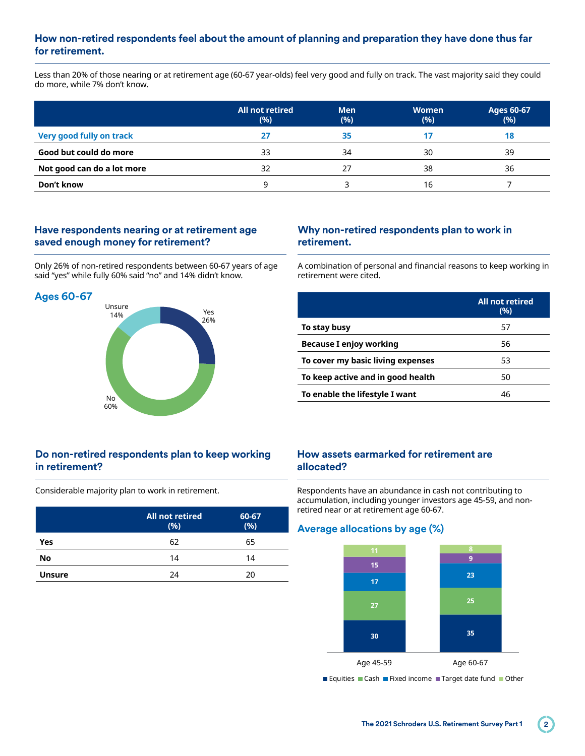## How non-retired respondents feel about the amount of planning and preparation they have done thus far for retirement.

Less than 20% of those nearing or at retirement age (60-67 year-olds) feel very good and fully on track. The vast majority said they could do more, while 7% don't know.

| | All not retired (%) | Men (%) | Women (%) | Ages 60-67 (%) |
|---|---|---|---|---|
| **Very good fully on track** | **27** | **35** | **17** | **18** |
| **Good but could do more** | 33 | 34 | 30 | 39 |
| **Not good can do a lot more** | 32 | 27 | 38 | 36 |
| **Don't know** | 9 | 3 | 16 | 7 |

## Have respondents nearing or at retirement age saved enough money for retirement?

Only 26% of non-retired respondents between 60-67 years of age said "yes" while fully 60% said "no" and 14% didn't know.

### Ages 60-67

| Response | % |
|---|---|
| Yes | 26% |
| No | 60% |
| Unsure | 14% |

## Why non-retired respondents plan to work in retirement.

A combination of personal and financial reasons to keep working in retirement were cited.

| | All not retired (%) |
|---|---|
| **To stay busy** | 57 |
| **Because I enjoy working** | 56 |
| **To cover my basic living expenses** | 53 |
| **To keep active and in good health** | 50 |
| **To enable the lifestyle I want** | 46 |

## Do non-retired respondents plan to keep working in retirement?

Considerable majority plan to work in retirement.

| | All not retired (%) | 60-67 (%) |
|---|---|---|
| **Yes** | 62 | 65 |
| **No** | 14 | 14 |
| **Unsure** | 24 | 20 |

## How assets earmarked for retirement are allocated?

Respondents have an abundance in cash not contributing to accumulation, including younger investors age 45-59, and non-retired near or at retirement age 60-67.

### Average allocations by age (%)

| | Age 45-59 | Age 60-67 |
|---|---|---|
| Equities | 30 | 35 |
| Cash | 27 | 25 |
| Fixed income | 17 | 23 |
| Target date fund | 15 | 9 |
| Other | 11 | 8 |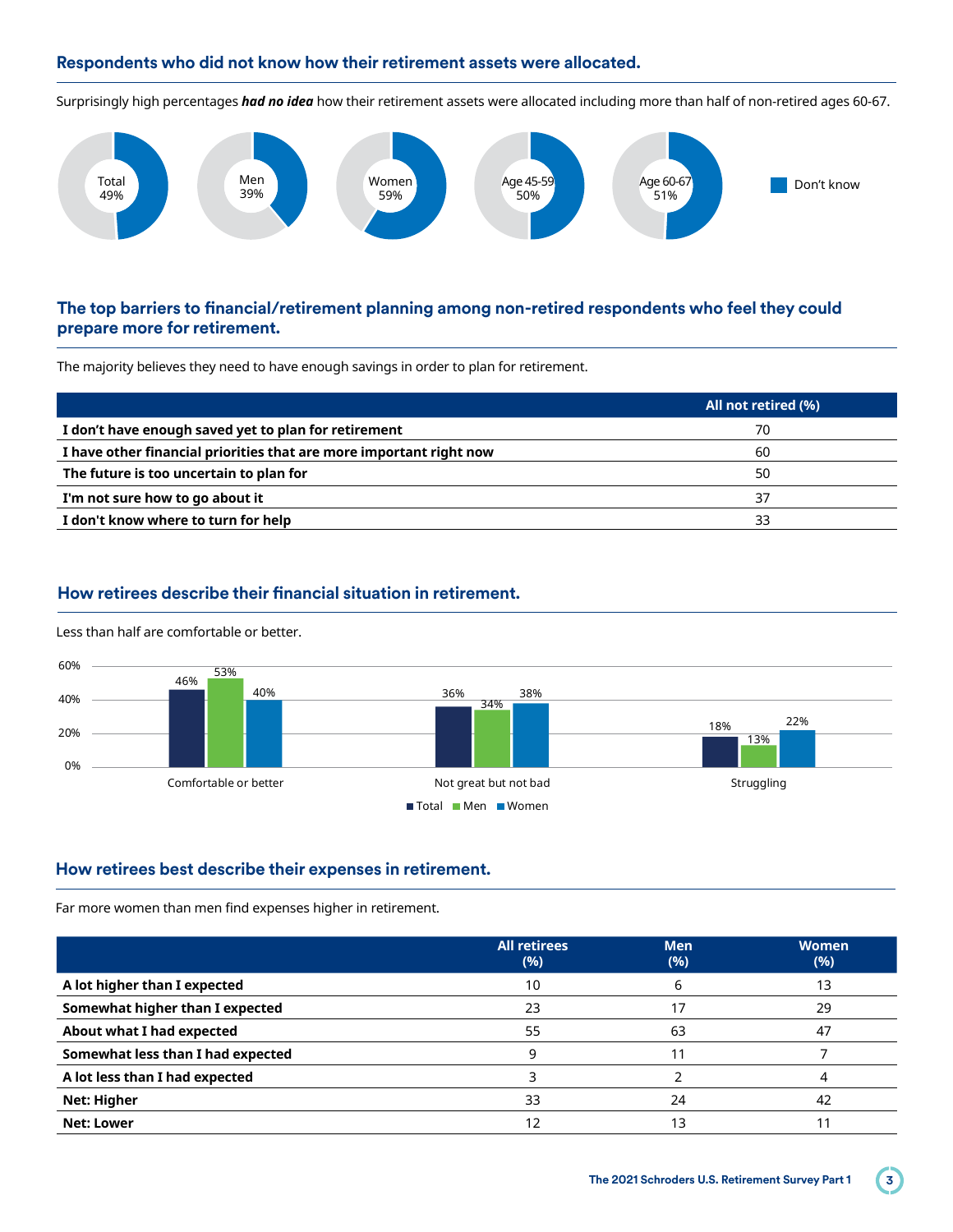## Respondents who did not know how their retirement assets were allocated.

Surprisingly high percentages ***had no idea*** how their retirement assets were allocated including more than half of non-retired ages 60-67.

| | Don't know |
|---|---|
| Total | 49% |
| Men | 39% |
| Women | 59% |
| Age 45-59 | 50% |
| Age 60-67 | 51% |

## The top barriers to financial/retirement planning among non-retired respondents who feel they could prepare more for retirement.

The majority believes they need to have enough savings in order to plan for retirement.

| | All not retired (%) |
|---|---|
| **I don't have enough saved yet to plan for retirement** | 70 |
| **I have other financial priorities that are more important right now** | 60 |
| **The future is too uncertain to plan for** | 50 |
| **I'm not sure how to go about it** | 37 |
| **I don't know where to turn for help** | 33 |

## How retirees describe their financial situation in retirement.

Less than half are comfortable or better.

| | Total | Men | Women |
|---|---|---|---|
| Comfortable or better | 46% | 53% | 40% |
| Not great but not bad | 36% | 34% | 38% |
| Struggling | 18% | 13% | 22% |

## How retirees best describe their expenses in retirement.

Far more women than men find expenses higher in retirement.

| | All retirees (%) | Men (%) | Women (%) |
|---|---|---|---|
| **A lot higher than I expected** | 10 | 6 | 13 |
| **Somewhat higher than I expected** | 23 | 17 | 29 |
| **About what I had expected** | 55 | 63 | 47 |
| **Somewhat less than I had expected** | 9 | 11 | 7 |
| **A lot less than I had expected** | 3 | 2 | 4 |
| **Net: Higher** | 33 | 24 | 42 |
| **Net: Lower** | 12 | 13 | 11 |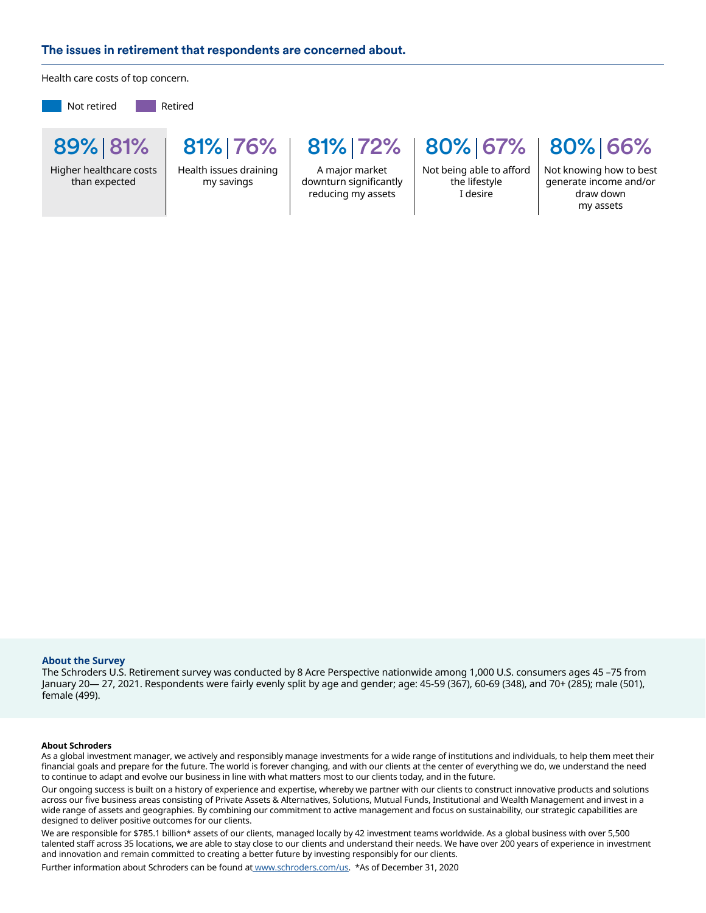## The issues in retirement that respondents are concerned about.

Health care costs of top concern.

Not retired    Retired

89% | 81%
Higher healthcare costs than expected

81% | 76%
Health issues draining my savings

81% | 72%
A major market downturn significantly reducing my assets

80% | 67%
Not being able to afford the lifestyle I desire

80% | 66%
Not knowing how to best generate income and/or draw down my assets

**About the Survey**

The Schroders U.S. Retirement survey was conducted by 8 Acre Perspective nationwide among 1,000 U.S. consumers ages 45 –75 from January 20— 27, 2021. Respondents were fairly evenly split by age and gender; age: 45-59 (367), 60-69 (348), and 70+ (285); male (501), female (499).

**About Schroders**

As a global investment manager, we actively and responsibly manage investments for a wide range of institutions and individuals, to help them meet their financial goals and prepare for the future. The world is forever changing, and with our clients at the center of everything we do, we understand the need to continue to adapt and evolve our business in line with what matters most to our clients today, and in the future.

Our ongoing success is built on a history of experience and expertise, whereby we partner with our clients to construct innovative products and solutions across our five business areas consisting of Private Assets & Alternatives, Solutions, Mutual Funds, Institutional and Wealth Management and invest in a wide range of assets and geographies. By combining our commitment to active management and focus on sustainability, our strategic capabilities are designed to deliver positive outcomes for our clients.

We are responsible for $785.1 billion* assets of our clients, managed locally by 42 investment teams worldwide. As a global business with over 5,500 talented staff across 35 locations, we are able to stay close to our clients and understand their needs. We have over 200 years of experience in investment and innovation and remain committed to creating a better future by investing responsibly for our clients.

Further information about Schroders can be found at www.schroders.com/us. *As of December 31, 2020